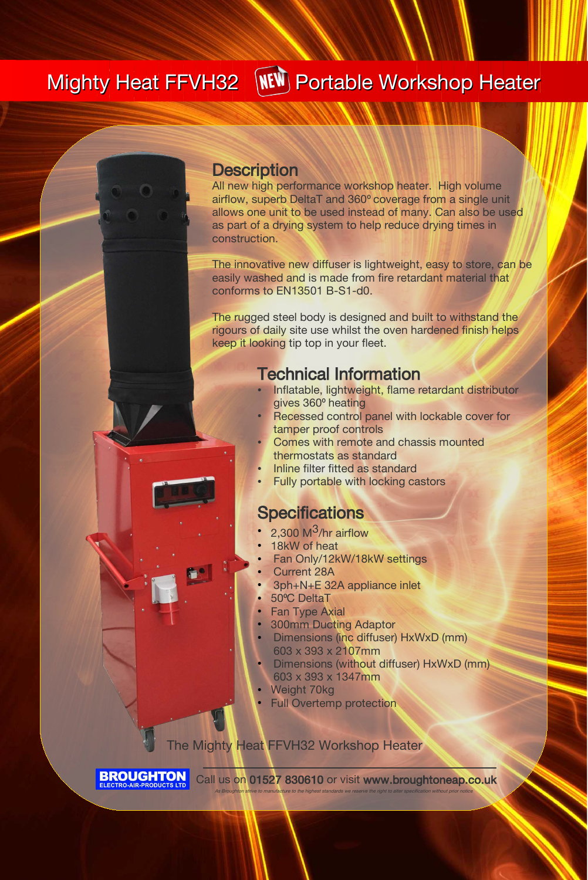# Mighty Heat FFVH32 NEW Portable Workshop Heater

## Description

All new high performance workshop heater. High volume airflow, superb DeltaT and 360º coverage from a single unit allows one unit to be used instead of many. Can also be used as part of a drying system to help reduce drying times in construction.

The innovative new diffuser is lightweight, easy to store, can be easily washed and is made from fire retardant material that conforms to EN13501 B-S1-d0.

The rugged steel body is designed and built to withstand the rigours of daily site use whilst the oven hardened finish helps keep it looking tip top in your fleet.

## Technical Information

- Inflatable, lightweight, flame retardant distributor gives 360º heating
- Recessed control panel with lockable cover for tamper proof controls
- Comes with remote and chassis mounted thermostats as standard
- Inline filter fitted as standard
- Fully portable with locking castors

## Specifications

- 2,300 $M^3$/hr airflow
- 18kW of heat
- Fan Only/12kW/18kW settings
- Current 28A
- 3ph+N+E 32A appliance inlet
- 50ºC DeltaT
- Fan Type Axial
- 300mm Ducting Adaptor
- Dimensions (inc diffuser) HxWxD (mm) 603 x 393 x 2107mm
- Dimensions (without diffuser) HxWxD (mm) 603 x 393 x 1347mm
- Weight 70kg
- Full Overtemp protection

The Mighty Heat FFVH32 Workshop Heater

BROUGHTON ELECTRO-AIR-PRODUCTS LTD

Call us on **01527 830610** or visit **www.broughtoneap.co.uk**

*As Broughton strive to manufacture to the highest standards we reserve the right to alter specification without prior notice*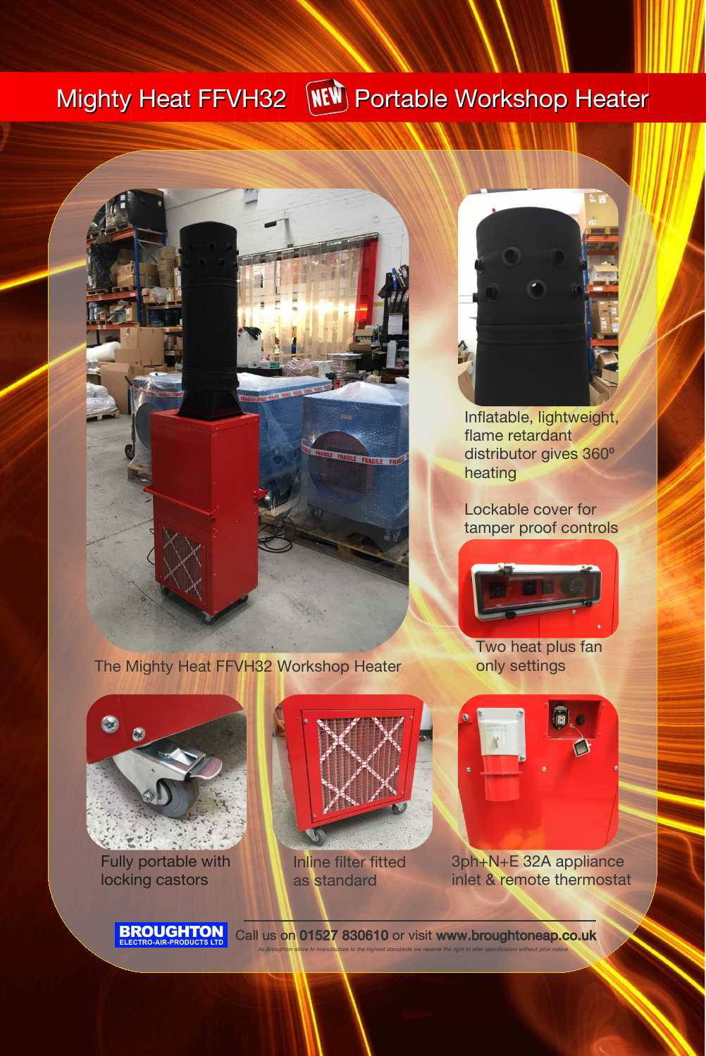# Mighty Heat FFVH32 NEW Portable Workshop Heater

Inflatable, lightweight, flame retardant distributor gives 360º heating

Lockable cover for tamper proof controls

The Mighty Heat FFVH32 Workshop Heater

Two heat plus fan only settings

Fully portable with locking castors

Inline filter fitted as standard

3ph+N+E 32A appliance inlet & remote thermostat

**BROUGHTON** ELECTRO-AIR-PRODUCTS LTD

Call us on **01527 830610** or visit **www.broughtoneap.co.uk**

*As Broughton strive to manufacture to the highest standards we reserve the right to alter specification without prior notice*